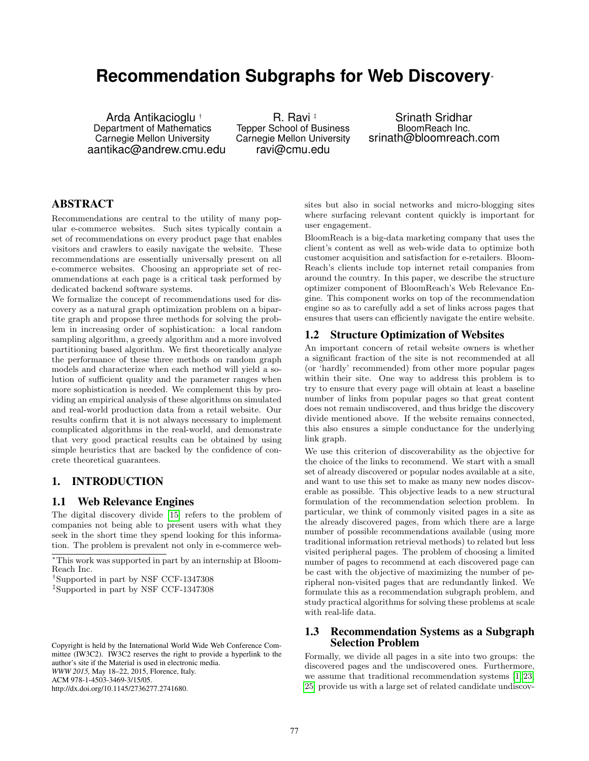# Recommendation Subgraphs for Web Discovery*

Arda Antikacioglu †
Department of Mathematics
Carnegie Mellon University
aantikac@andrew.cmu.edu

R. Ravi ‡
Tepper School of Business
Carnegie Mellon University
ravi@cmu.edu

Srinath Sridhar
BloomReach Inc.
srinath@bloomreach.com

## ABSTRACT

Recommendations are central to the utility of many popular e-commerce websites. Such sites typically contain a set of recommendations on every product page that enables visitors and crawlers to easily navigate the website. These recommendations are essentially universally present on all e-commerce websites. Choosing an appropriate set of recommendations at each page is a critical task performed by dedicated backend software systems.

We formalize the concept of recommendations used for discovery as a natural graph optimization problem on a bipartite graph and propose three methods for solving the problem in increasing order of sophistication: a local random sampling algorithm, a greedy algorithm and a more involved partitioning based algorithm. We first theoretically analyze the performance of these three methods on random graph models and characterize when each method will yield a solution of sufficient quality and the parameter ranges when more sophistication is needed. We complement this by providing an empirical analysis of these algorithms on simulated and real-world production data from a retail website. Our results confirm that it is not always necessary to implement complicated algorithms in the real-world, and demonstrate that very good practical results can be obtained by using simple heuristics that are backed by the confidence of concrete theoretical guarantees.

## 1. INTRODUCTION

### 1.1 Web Relevance Engines

The digital discovery divide [15] refers to the problem of companies not being able to present users with what they seek in the short time they spend looking for this information. The problem is prevalent not only in e-commerce websites but also in social networks and micro-blogging sites where surfacing relevant content quickly is important for user engagement.

BloomReach is a big-data marketing company that uses the client's content as well as web-wide data to optimize both customer acquisition and satisfaction for e-retailers. BloomReach's clients include top internet retail companies from around the country. In this paper, we describe the structure optimizer component of BloomReach's Web Relevance Engine. This component works on top of the recommendation engine so as to carefully add a set of links across pages that ensures that users can efficiently navigate the entire website.

### 1.2 Structure Optimization of Websites

An important concern of retail website owners is whether a significant fraction of the site is not recommended at all (or 'hardly' recommended) from other more popular pages within their site. One way to address this problem is to try to ensure that every page will obtain at least a baseline number of links from popular pages so that great content does not remain undiscovered, and thus bridge the discovery divide mentioned above. If the website remains connected, this also ensures a simple conductance for the underlying link graph.

We use this criterion of discoverability as the objective for the choice of the links to recommend. We start with a small set of already discovered or popular nodes available at a site, and want to use this set to make as many new nodes discoverable as possible. This objective leads to a new structural formulation of the recommendation selection problem. In particular, we think of commonly visited pages in a site as the already discovered pages, from which there are a large number of possible recommendations available (using more traditional information retrieval methods) to related but less visited peripheral pages. The problem of choosing a limited number of pages to recommend at each discovered page can be cast with the objective of maximizing the number of peripheral non-visited pages that are redundantly linked. We formulate this as a recommendation subgraph problem, and study practical algorithms for solving these problems at scale with real-life data.

### 1.3 Recommendation Systems as a Subgraph Selection Problem

Formally, we divide all pages in a site into two groups: the discovered pages and the undiscovered ones. Furthermore, we assume that traditional recommendation systems [1, 23, 25] provide us with a large set of related candidate undiscov-

*This work was supported in part by an internship at BloomReach Inc.

†Supported in part by NSF CCF-1347308

‡Supported in part by NSF CCF-1347308

Copyright is held by the International World Wide Web Conference Committee (IW3C2). IW3C2 reserves the right to provide a hyperlink to the author's site if the Material is used in electronic media.
*WWW 2015,* May 18–22, 2015, Florence, Italy.
ACM 978-1-4503-3469-3/15/05.
http://dx.doi.org/10.1145/2736277.2741680.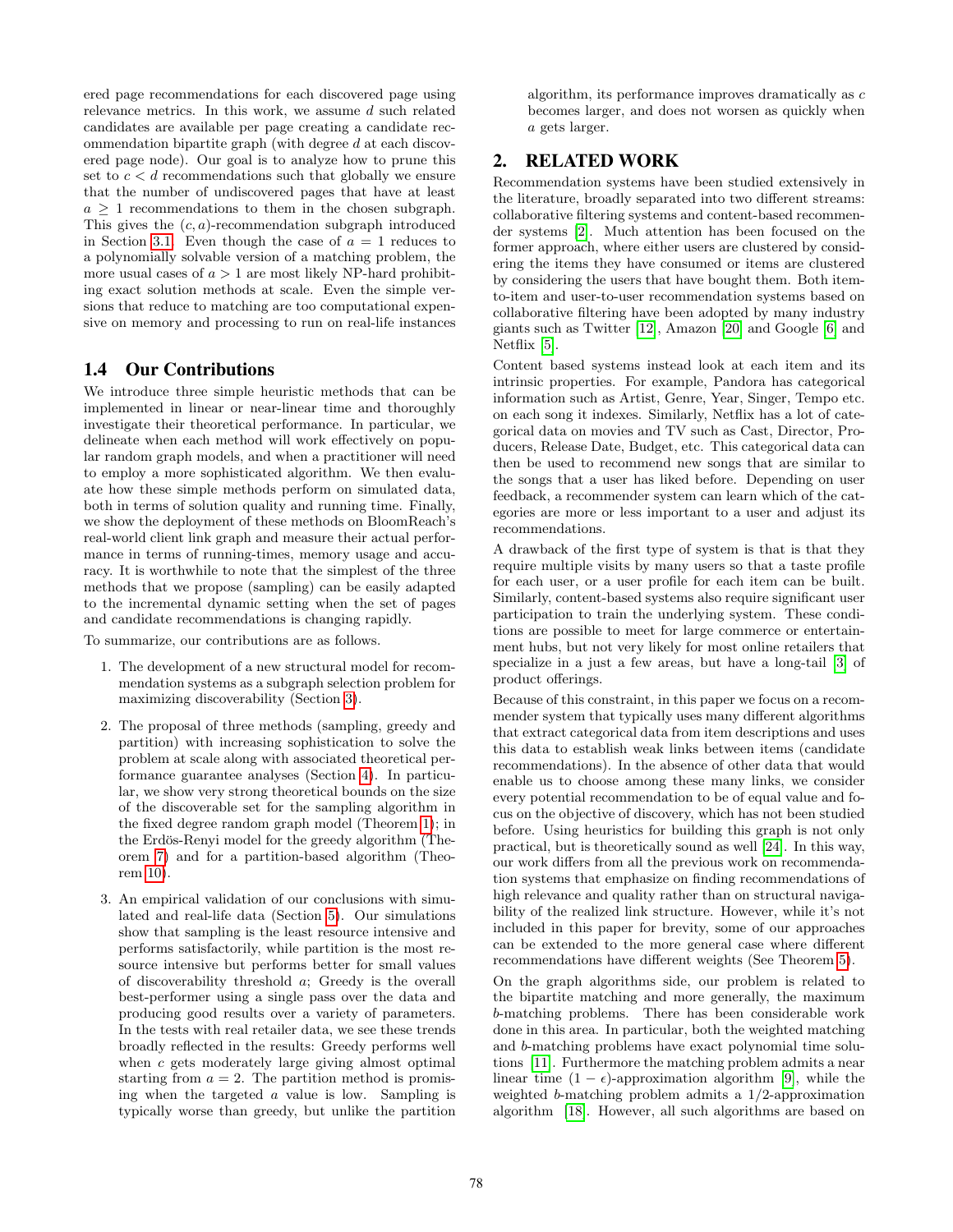ered page recommendations for each discovered page using relevance metrics. In this work, we assume $d$ such related candidates are available per page creating a candidate recommendation bipartite graph (with degree $d$ at each discovered page node). Our goal is to analyze how to prune this set to $c < d$ recommendations such that globally we ensure that the number of undiscovered pages that have at least $a \geq 1$ recommendations to them in the chosen subgraph. This gives the $(c, a)$-recommendation subgraph introduced in Section 3.1. Even though the case of $a = 1$ reduces to a polynomially solvable version of a matching problem, the more usual cases of $a > 1$ are most likely NP-hard prohibiting exact solution methods at scale. Even the simple versions that reduce to matching are too computational expensive on memory and processing to run on real-life instances

### 1.4 Our Contributions

We introduce three simple heuristic methods that can be implemented in linear or near-linear time and thoroughly investigate their theoretical performance. In particular, we delineate when each method will work effectively on popular random graph models, and when a practitioner will need to employ a more sophisticated algorithm. We then evaluate how these simple methods perform on simulated data, both in terms of solution quality and running time. Finally, we show the deployment of these methods on BloomReach's real-world client link graph and measure their actual performance in terms of running-times, memory usage and accuracy. It is worthwhile to note that the simplest of the three methods that we propose (sampling) can be easily adapted to the incremental dynamic setting when the set of pages and candidate recommendations is changing rapidly.

To summarize, our contributions are as follows.

1. The development of a new structural model for recommendation systems as a subgraph selection problem for maximizing discoverability (Section 3).
2. The proposal of three methods (sampling, greedy and partition) with increasing sophistication to solve the problem at scale along with associated theoretical performance guarantee analyses (Section 4). In particular, we show very strong theoretical bounds on the size of the discoverable set for the sampling algorithm in the fixed degree random graph model (Theorem 1); in the Erdös-Renyi model for the greedy algorithm (Theorem 7) and for a partition-based algorithm (Theorem 10).
3. An empirical validation of our conclusions with simulated and real-life data (Section 5). Our simulations show that sampling is the least resource intensive and performs satisfactorily, while partition is the most resource intensive but performs better for small values of discoverability threshold $a$; Greedy is the overall best-performer using a single pass over the data and producing good results over a variety of parameters. In the tests with real retailer data, we see these trends broadly reflected in the results: Greedy performs well when $c$ gets moderately large giving almost optimal starting from $a = 2$. The partition method is promising when the targeted $a$ value is low. Sampling is typically worse than greedy, but unlike the partition algorithm, its performance improves dramatically as $c$ becomes larger, and does not worsen as quickly when $a$ gets larger.

## 2. RELATED WORK

Recommendation systems have been studied extensively in the literature, broadly separated into two different streams: collaborative filtering systems and content-based recommender systems [2]. Much attention has been focused on the former approach, where either users are clustered by considering the items they have consumed or items are clustered by considering the users that have bought them. Both item-to-item and user-to-user recommendation systems based on collaborative filtering have been adopted by many industry giants such as Twitter [12], Amazon [20] and Google [6] and Netflix [5].

Content based systems instead look at each item and its intrinsic properties. For example, Pandora has categorical information such as Artist, Genre, Year, Singer, Tempo etc. on each song it indexes. Similarly, Netflix has a lot of categorical data on movies and TV such as Cast, Director, Producers, Release Date, Budget, etc. This categorical data can then be used to recommend new songs that are similar to the songs that a user has liked before. Depending on user feedback, a recommender system can learn which of the categories are more or less important to a user and adjust its recommendations.

A drawback of the first type of system is that is that they require multiple visits by many users so that a taste profile for each user, or a user profile for each item can be built. Similarly, content-based systems also require significant user participation to train the underlying system. These conditions are possible to meet for large commerce or entertainment hubs, but not very likely for most online retailers that specialize in a just a few areas, but have a long-tail [3] of product offerings.

Because of this constraint, in this paper we focus on a recommender system that typically uses many different algorithms that extract categorical data from item descriptions and uses this data to establish weak links between items (candidate recommendations). In the absence of other data that would enable us to choose among these many links, we consider every potential recommendation to be of equal value and focus on the objective of discovery, which has not been studied before. Using heuristics for building this graph is not only practical, but is theoretically sound as well [24]. In this way, our work differs from all the previous work on recommendation systems that emphasize on finding recommendations of high relevance and quality rather than on structural navigability of the realized link structure. However, while it's not included in this paper for brevity, some of our approaches can be extended to the more general case where different recommendations have different weights (See Theorem 5).

On the graph algorithms side, our problem is related to the bipartite matching and more generally, the maximum $b$-matching problems. There has been considerable work done in this area. In particular, both the weighted matching and $b$-matching problems have exact polynomial time solutions [11]. Furthermore the matching problem admits a near linear time $(1 - \epsilon)$-approximation algorithm [9], while the weighted $b$-matching problem admits a 1/2-approximation algorithm [18]. However, all such algorithms are based on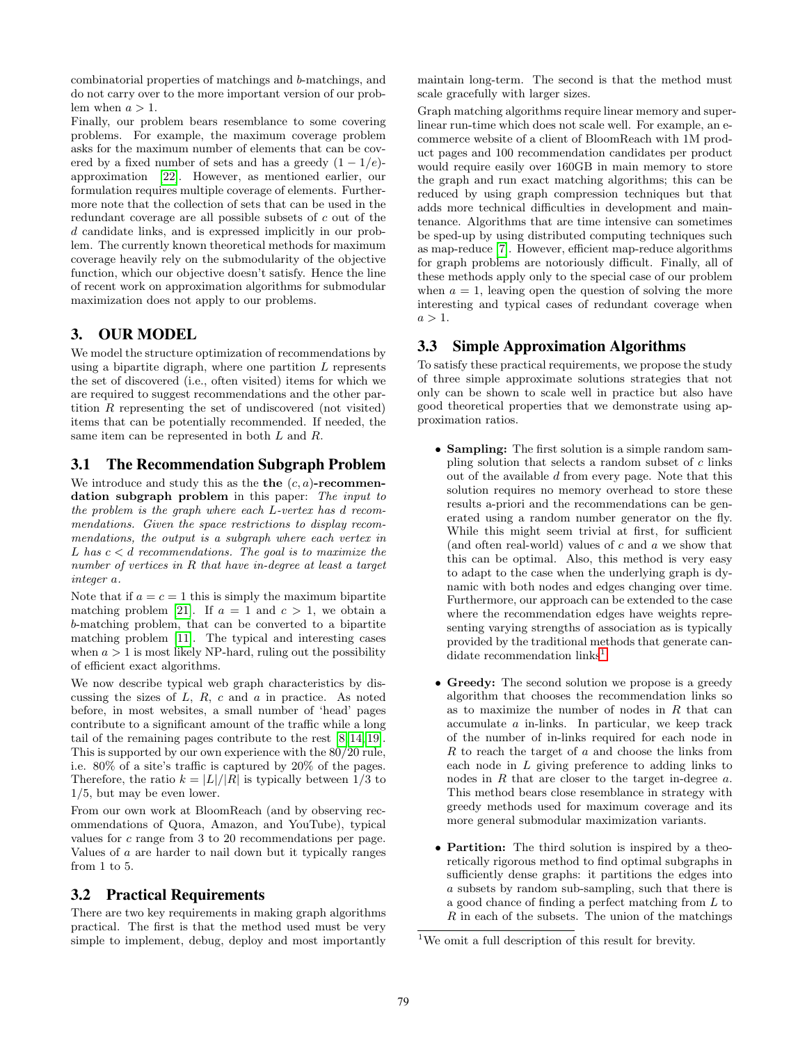combinatorial properties of matchings and $b$-matchings, and do not carry over to the more important version of our problem when $a > 1$.

Finally, our problem bears resemblance to some covering problems. For example, the maximum coverage problem asks for the maximum number of elements that can be covered by a fixed number of sets and has a greedy $(1 - 1/e)$-approximation [22]. However, as mentioned earlier, our formulation requires multiple coverage of elements. Furthermore note that the collection of sets that can be used in the redundant coverage are all possible subsets of $c$ out of the $d$ candidate links, and is expressed implicitly in our problem. The currently known theoretical methods for maximum coverage heavily rely on the submodularity of the objective function, which our objective doesn't satisfy. Hence the line of recent work on approximation algorithms for submodular maximization does not apply to our problems.

# 3. OUR MODEL

We model the structure optimization of recommendations by using a bipartite digraph, where one partition $L$ represents the set of discovered (i.e., often visited) items for which we are required to suggest recommendations and the other partition $R$ representing the set of undiscovered (not visited) items that can be potentially recommended. If needed, the same item can be represented in both $L$ and $R$.

## 3.1 The Recommendation Subgraph Problem

We introduce and study this as the **the $(c, a)$-recommendation subgraph problem** in this paper: *The input to the problem is the graph where each $L$-vertex has $d$ recommendations. Given the space restrictions to display recommendations, the output is a subgraph where each vertex in $L$ has $c < d$ recommendations. The goal is to maximize the number of vertices in $R$ that have in-degree at least a target integer $a$.*

Note that if $a = c = 1$ this is simply the maximum bipartite matching problem [21]. If $a = 1$ and $c > 1$, we obtain a $b$-matching problem, that can be converted to a bipartite matching problem [11]. The typical and interesting cases when $a > 1$ is most likely NP-hard, ruling out the possibility of efficient exact algorithms.

We now describe typical web graph characteristics by discussing the sizes of $L$, $R$, $c$ and $a$ in practice. As noted before, in most websites, a small number of 'head' pages contribute to a significant amount of the traffic while a long tail of the remaining pages contribute to the rest [8, 14, 19]. This is supported by our own experience with the 80/20 rule, i.e. 80% of a site's traffic is captured by 20% of the pages. Therefore, the ratio $k = |L|/|R|$ is typically between 1/3 to 1/5, but may be even lower.

From our own work at BloomReach (and by observing recommendations of Quora, Amazon, and YouTube), typical values for $c$ range from 3 to 20 recommendations per page. Values of $a$ are harder to nail down but it typically ranges from 1 to 5.

## 3.2 Practical Requirements

There are two key requirements in making graph algorithms practical. The first is that the method used must be very simple to implement, debug, deploy and most importantly maintain long-term. The second is that the method must scale gracefully with larger sizes.

Graph matching algorithms require linear memory and super-linear run-time which does not scale well. For example, an e-commerce website of a client of BloomReach with 1M product pages and 100 recommendation candidates per product would require easily over 160GB in main memory to store the graph and run exact matching algorithms; this can be reduced by using graph compression techniques but that adds more technical difficulties in development and maintenance. Algorithms that are time intensive can sometimes be sped-up by using distributed computing techniques such as map-reduce [7]. However, efficient map-reduce algorithms for graph problems are notoriously difficult. Finally, all of these methods apply only to the special case of our problem when $a = 1$, leaving open the question of solving the more interesting and typical cases of redundant coverage when $a > 1$.

## 3.3 Simple Approximation Algorithms

To satisfy these practical requirements, we propose the study of three simple approximate solutions strategies that not only can be shown to scale well in practice but also have good theoretical properties that we demonstrate using approximation ratios.

- **Sampling:** The first solution is a simple random sampling solution that selects a random subset of $c$ links out of the available $d$ from every page. Note that this solution requires no memory overhead to store these results a-priori and the recommendations can be generated using a random number generator on the fly. While this might seem trivial at first, for sufficient (and often real-world) values of $c$ and $a$ we show that this can be optimal. Also, this method is very easy to adapt to the case when the underlying graph is dynamic with both nodes and edges changing over time. Furthermore, our approach can be extended to the case where the recommendation edges have weights representing varying strengths of association as is typically provided by the traditional methods that generate candidate recommendation links[1].
- **Greedy:** The second solution we propose is a greedy algorithm that chooses the recommendation links so as to maximize the number of nodes in $R$ that can accumulate $a$ in-links. In particular, we keep track of the number of in-links required for each node in $R$ to reach the target of $a$ and choose the links from each node in $L$ giving preference to adding links to nodes in $R$ that are closer to the target in-degree $a$. This method bears close resemblance in strategy with greedy methods used for maximum coverage and its more general submodular maximization variants.
- **Partition:** The third solution is inspired by a theoretically rigorous method to find optimal subgraphs in sufficiently dense graphs: it partitions the edges into $a$ subsets by random sub-sampling, such that there is a good chance of finding a perfect matching from $L$ to $R$ in each of the subsets. The union of the matchings

[1] We omit a full description of this result for brevity.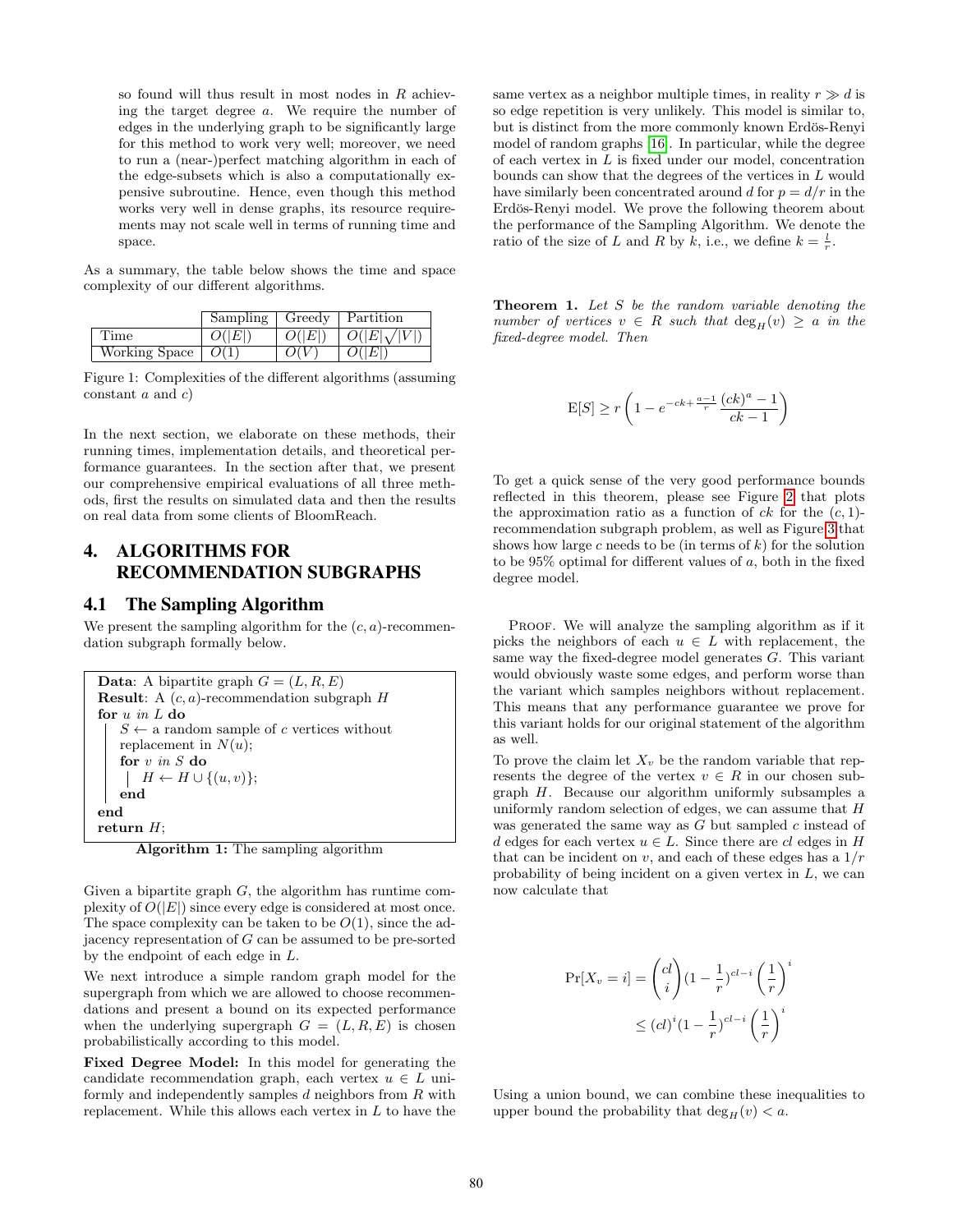so found will thus result in most nodes in $R$ achieving the target degree $a$. We require the number of edges in the underlying graph to be significantly large for this method to work very well; moreover, we need to run a (near-)perfect matching algorithm in each of the edge-subsets which is also a computationally expensive subroutine. Hence, even though this method works very well in dense graphs, its resource requirements may not scale well in terms of running time and space.

As a summary, the table below shows the time and space complexity of our different algorithms.

| | Sampling | Greedy | Partition |
|---|---|---|---|
| Time | $O(\|E\|)$ | $O(\|E\|)$ | $O(\|E\|\sqrt{\|V\|})$ |
| Working Space | $O(1)$ | $O(V)$ | $O(\|E\|)$ |

Figure 1: Complexities of the different algorithms (assuming constant $a$ and $c$)

In the next section, we elaborate on these methods, their running times, implementation details, and theoretical performance guarantees. In the section after that, we present our comprehensive empirical evaluations of all three methods, first the results on simulated data and then the results on real data from some clients of BloomReach.

# 4. ALGORITHMS FOR RECOMMENDATION SUBGRAPHS

## 4.1 The Sampling Algorithm

We present the sampling algorithm for the $(c, a)$-recommendation subgraph formally below.

```
Data: A bipartite graph G = (L, R, E)
Result: A (c, a)-recommendation subgraph H
for u in L do
    S ← a random sample of c vertices without
    replacement in N(u);
    for v in S do
        H ← H ∪ {(u, v)};
    end
end
return H;
```

**Algorithm 1:** The sampling algorithm

Given a bipartite graph $G$, the algorithm has runtime complexity of $O(|E|)$ since every edge is considered at most once. The space complexity can be taken to be $O(1)$, since the adjacency representation of $G$ can be assumed to be pre-sorted by the endpoint of each edge in $L$.

We next introduce a simple random graph model for the supergraph from which we are allowed to choose recommendations and present a bound on its expected performance when the underlying supergraph $G = (L, R, E)$ is chosen probabilistically according to this model.

**Fixed Degree Model:** In this model for generating the candidate recommendation graph, each vertex $u \in L$ uniformly and independently samples $d$ neighbors from $R$ with replacement. While this allows each vertex in $L$ to have the same vertex as a neighbor multiple times, in reality $r \gg d$ is so edge repetition is very unlikely. This model is similar to, but is distinct from the more commonly known Erdös-Renyi model of random graphs [16]. In particular, while the degree of each vertex in $L$ is fixed under our model, concentration bounds can show that the degrees of the vertices in $L$ would have similarly been concentrated around $d$ for $p = d/r$ in the Erdös-Renyi model. We prove the following theorem about the performance of the Sampling Algorithm. We denote the ratio of the size of $L$ and $R$ by $k$, i.e., we define $k = \frac{l}{r}$.

**Theorem 1.** *Let $S$ be the random variable denoting the number of vertices $v \in R$ such that $\deg_H(v) \geq a$ in the fixed-degree model. Then*

$$\mathrm{E}[S] \geq r\left(1 - e^{-ck + \frac{a-1}{r}} \frac{(ck)^a - 1}{ck - 1}\right)$$

To get a quick sense of the very good performance bounds reflected in this theorem, please see Figure 2 that plots the approximation ratio as a function of $ck$ for the $(c, 1)$-recommendation subgraph problem, as well as Figure 3 that shows how large $c$ needs to be (in terms of $k$) for the solution to be 95% optimal for different values of $a$, both in the fixed degree model.

Proof. We will analyze the sampling algorithm as if it picks the neighbors of each $u \in L$ with replacement, the same way the fixed-degree model generates $G$. This variant would obviously waste some edges, and perform worse than the variant which samples neighbors without replacement. This means that any performance guarantee we prove for this variant holds for our original statement of the algorithm as well.

To prove the claim let $X_v$ be the random variable that represents the degree of the vertex $v \in R$ in our chosen subgraph $H$. Because our algorithm uniformly subsamples a uniformly random selection of edges, we can assume that $H$ was generated the same way as $G$ but sampled $c$ instead of $d$ edges for each vertex $u \in L$. Since there are $cl$ edges in $H$ that can be incident on $v$, and each of these edges has a $1/r$ probability of being incident on a given vertex in $L$, we can now calculate that

$$\begin{aligned}\Pr[X_v = i] &= \binom{cl}{i}(1 - \frac{1}{r})^{cl-i}\left(\frac{1}{r}\right)^i \\ &\leq (cl)^i(1 - \frac{1}{r})^{cl-i}\left(\frac{1}{r}\right)^i\end{aligned}$$

Using a union bound, we can combine these inequalities to upper bound the probability that $\deg_H(v) < a$.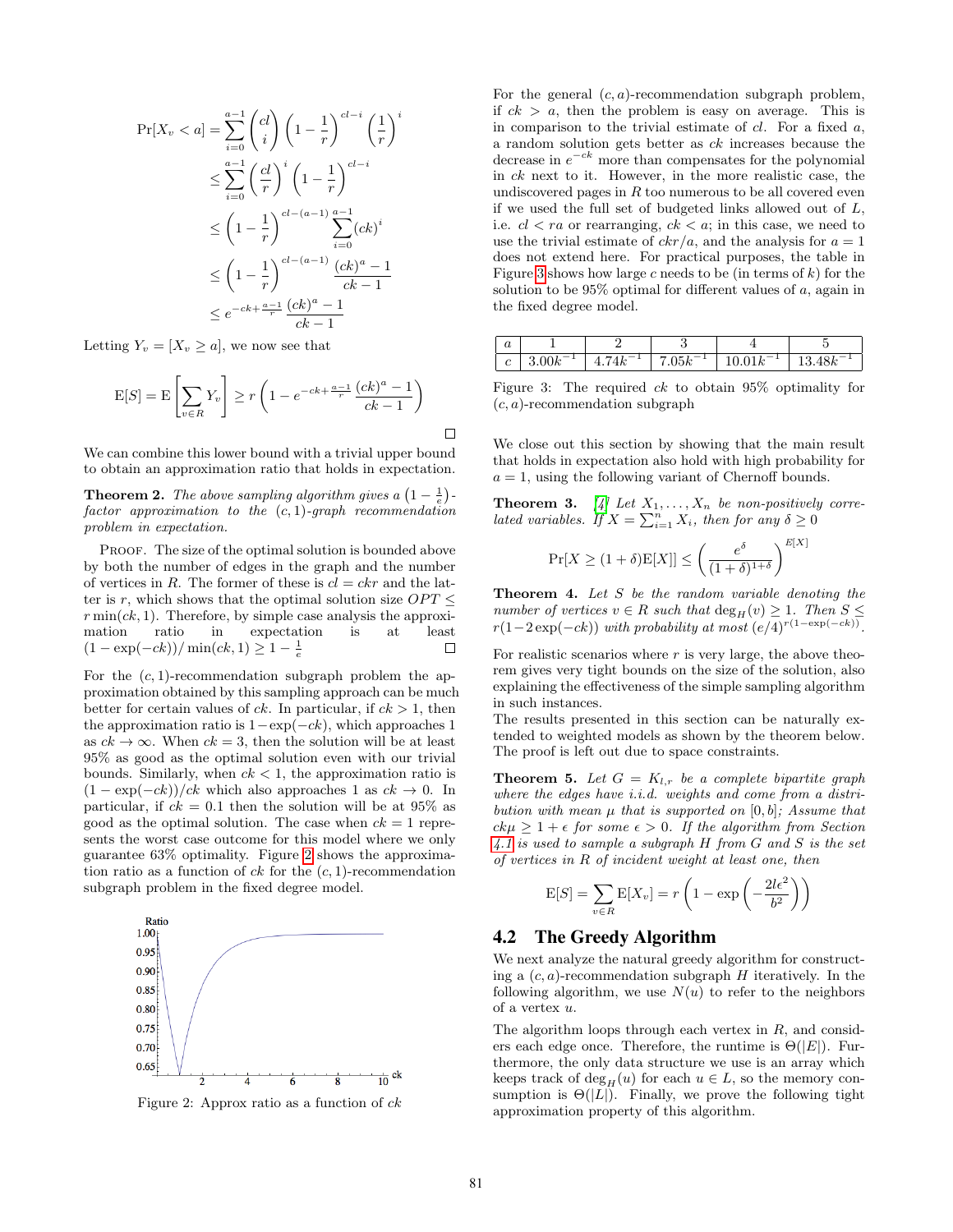$$
\begin{aligned}
\Pr[X_v < a] &= \sum_{i=0}^{a-1} \binom{cl}{i} \left(1-\frac{1}{r}\right)^{cl-i} \left(\frac{1}{r}\right)^{i} \\
&\leq \sum_{i=0}^{a-1} \left(\frac{cl}{r}\right)^{i} \left(1-\frac{1}{r}\right)^{cl-i} \\
&\leq \left(1-\frac{1}{r}\right)^{cl-(a-1)} \sum_{i=0}^{a-1} (ck)^{i} \\
&\leq \left(1-\frac{1}{r}\right)^{cl-(a-1)} \frac{(ck)^a - 1}{ck-1} \\
&\leq e^{-ck+\frac{a-1}{r}} \frac{(ck)^a - 1}{ck-1}
\end{aligned}
$$

Letting $Y_v = [X_v \geq a]$, we now see that

$$
\mathrm{E}[S] = \mathrm{E}\left[\sum_{v \in R} Y_v\right] \geq r\left(1 - e^{-ck+\frac{a-1}{r}} \frac{(ck)^a - 1}{ck-1}\right)
$$

□

We can combine this lower bound with a trivial upper bound to obtain an approximation ratio that holds in expectation.

**Theorem 2.** *The above sampling algorithm gives a $\left(1-\frac{1}{e}\right)$-factor approximation to the $(c,1)$-graph recommendation problem in expectation.*

PROOF. The size of the optimal solution is bounded above by both the number of edges in the graph and the number of vertices in $R$. The former of these is $cl = ckr$ and the latter is $r$, which shows that the optimal solution size $OPT \leq r\min(ck,1)$. Therefore, by simple case analysis the approximation ratio in expectation is at least $(1-\exp(-ck))/\min(ck,1) \geq 1-\frac{1}{e}$ □

For the $(c,1)$-recommendation subgraph problem the approximation obtained by this sampling approach can be much better for certain values of $ck$. In particular, if $ck > 1$, then the approximation ratio is $1-\exp(-ck)$, which approaches 1 as $ck \to \infty$. When $ck = 3$, then the solution will be at least 95% as good as the optimal solution even with our trivial bounds. Similarly, when $ck < 1$, the approximation ratio is $(1-\exp(-ck))/ck$ which also approaches 1 as $ck \to 0$. In particular, if $ck = 0.1$ then the solution will be at 95% as good as the optimal solution. The case when $ck = 1$ represents the worst case outcome for this model where we only guarantee 63% optimality. Figure 2 shows the approximation ratio as a function of $ck$ for the $(c,1)$-recommendation subgraph problem in the fixed degree model.

Figure 2: Approx ratio as a function of $ck$

For the general $(c,a)$-recommendation subgraph problem, if $ck > a$, then the problem is easy on average. This is in comparison to the trivial estimate of $cl$. For a fixed $a$, a random solution gets better as $ck$ increases because the decrease in $e^{-ck}$ more than compensates for the polynomial in $ck$ next to it. However, in the more realistic case, the undiscovered pages in $R$ too numerous to be all covered even if we used the full set of budgeted links allowed out of $L$, i.e. $cl < ra$ or rearranging, $ck < a$; in this case, we need to use the trivial estimate of $ckr/a$, and the analysis for $a = 1$ does not extend here. For practical purposes, the table in Figure 3 shows how large $c$ needs to be (in terms of $k$) for the solution to be 95% optimal for different values of $a$, again in the fixed degree model.

| $a$ | 1 | 2 | 3 | 4 | 5 |
|---|---|---|---|---|---|
| $c$ | $3.00k^{-1}$ | $4.74k^{-1}$ | $7.05k^{-1}$ | $10.01k^{-1}$ | $13.48k^{-1}$ |

Figure 3: The required $ck$ to obtain 95% optimality for $(c,a)$-recommendation subgraph

We close out this section by showing that the main result that holds in expectation also hold with high probability for $a = 1$, using the following variant of Chernoff bounds.

**Theorem 3.** [4] *Let $X_1, \ldots, X_n$ be non-positively correlated variables. If $X = \sum_{i=1}^{n} X_i$, then for any $\delta \geq 0$*

$$
\Pr[X \geq (1+\delta)\mathrm{E}[X]] \leq \left(\frac{e^{\delta}}{(1+\delta)^{1+\delta}}\right)^{\mathrm{E}[X]}
$$

**Theorem 4.** *Let $S$ be the random variable denoting the number of vertices $v \in R$ such that $\deg_H(v) \geq 1$. Then $S \leq r(1-2\exp(-ck))$ with probability at most $(e/4)^{r(1-\exp(-ck))}$.*

For realistic scenarios where $r$ is very large, the above theorem gives very tight bounds on the size of the solution, also explaining the effectiveness of the simple sampling algorithm in such instances.

The results presented in this section can be naturally extended to weighted models as shown by the theorem below. The proof is left out due to space constraints.

**Theorem 5.** *Let $G = K_{l,r}$ be a complete bipartite graph where the edges have i.i.d. weights and come from a distribution with mean $\mu$ that is supported on $[0,b]$; Assume that $ck\mu \geq 1+\epsilon$ for some $\epsilon > 0$. If the algorithm from Section 4.1 is used to sample a subgraph $H$ from $G$ and $S$ is the set of vertices in $R$ of incident weight at least one, then*

$$
\mathrm{E}[S] = \sum_{v \in R} \mathrm{E}[X_v] = r\left(1 - \exp\left(-\frac{2l\epsilon^2}{b^2}\right)\right)
$$

## 4.2 The Greedy Algorithm

We next analyze the natural greedy algorithm for constructing a $(c,a)$-recommendation subgraph $H$ iteratively. In the following algorithm, we use $N(u)$ to refer to the neighbors of a vertex $u$.

The algorithm loops through each vertex in $R$, and considers each edge once. Therefore, the runtime is $\Theta(|E|)$. Furthermore, the only data structure we use is an array which keeps track of $\deg_H(u)$ for each $u \in L$, so the memory consumption is $\Theta(|L|)$. Finally, we prove the following tight approximation property of this algorithm.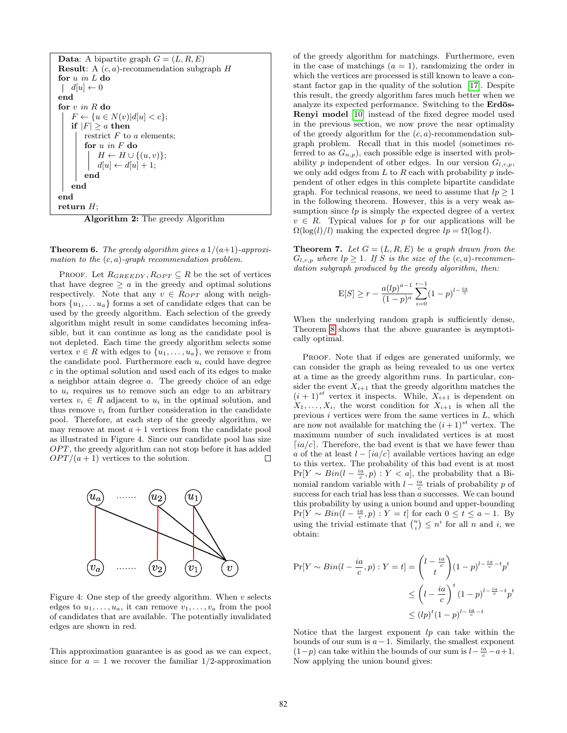```
Data: A bipartite graph G = (L, R, E)
Result: A (c, a)-recommendation subgraph H
for u in L do
 |  d[u] ← 0
end
for v in R do
    F ← {u ∈ N(v)|d[u] < c};
    if |F| ≥ a then
        restrict F to a elements;
        for u in F do
            H ← H ∪ {(u, v)};
            d[u] ← d[u] + 1;
        end
    end
end
return H;
```

**Algorithm 2:** The greedy Algorithm

**Theorem 6.** *The greedy algorithm gives a $1/(a+1)$-approximation to the $(c, a)$-graph recommendation problem.*

PROOF. Let $R_{GREEDY}, R_{OPT} \subseteq R$ be the set of vertices that have degree $\geq a$ in the greedy and optimal solutions respectively. Note that any $v \in R_{OPT}$ along with neighbors $\{u_1, \ldots u_a\}$ forms a set of candidate edges that can be used by the greedy algorithm. Each selection of the greedy algorithm might result in some candidates becoming infeasible, but it can continue as long as the candidate pool is not depleted. Each time the greedy algorithm selects some vertex $v \in R$ with edges to $\{u_1, \ldots, u_a\}$, we remove $v$ from the candidate pool. Furthermore each $u_i$ could have degree $c$ in the optimal solution and used each of its edges to make a neighbor attain degree $a$. The greedy choice of an edge to $u_i$ requires us to remove such an edge to an arbitrary vertex $v_i \in R$ adjacent to $u_i$ in the optimal solution, and thus remove $v_i$ from further consideration in the candidate pool. Therefore, at each step of the greedy algorithm, we may remove at most $a+1$ vertices from the candidate pool as illustrated in Figure 4. Since our candidate pool has size $OPT$, the greedy algorithm can not stop before it has added $OPT/(a+1)$ vertices to the solution. □

Figure 4: One step of the greedy algorithm. When $v$ selects edges to $u_1, \ldots, u_a$, it can remove $v_1, \ldots, v_a$ from the pool of candidates that are available. The potentially invalidated edges are shown in red.

This approximation guarantee is as good as we can expect, since for $a = 1$ we recover the familiar 1/2-approximation of the greedy algorithm for matchings. Furthermore, even in the case of matchings ($a = 1$), randomizing the order in which the vertices are processed is still known to leave a constant factor gap in the quality of the solution [17]. Despite this result, the greedy algorithm fares much better when we analyze its expected performance. Switching to the **Erdös-Renyi model** [10] instead of the fixed degree model used in the previous section, we now prove the near optimality of the greedy algorithm for the $(c, a)$-recommendation subgraph problem. Recall that in this model (sometimes referred to as $G_{n,p}$), each possible edge is inserted with probability $p$ independent of other edges. In our version $G_{l,r,p}$, we only add edges from $L$ to $R$ each with probability $p$ independent of other edges in this complete bipartite candidate graph. For technical reasons, we need to assume that $lp \geq 1$ in the following theorem. However, this is a very weak assumption since $lp$ is simply the expected degree of a vertex $v \in R$. Typical values for $p$ for our applications will be $\Omega(\log(l)/l)$ making the expected degree $lp = \Omega(\log l)$.

**Theorem 7.** *Let $G = (L, R, E)$ be a graph drawn from the $G_{l,r,p}$ where $lp \geq 1$. If $S$ is the size of the $(c, a)$-recommendation subgraph produced by the greedy algorithm, then:*

$$\mathrm{E}[S] \geq r - \frac{a(lp)^{a-1}}{(1-p)^a} \sum_{i=0}^{r-1} (1-p)^{l-\frac{ia}{c}}$$

When the underlying random graph is sufficiently dense, Theorem 8 shows that the above guarantee is asymptotically optimal.

PROOF. Note that if edges are generated uniformly, we can consider the graph as being revealed to us one vertex at a time as the greedy algorithm runs. In particular, consider the event $X_{i+1}$ that the greedy algorithm matches the $(i+1)^{st}$ vertex it inspects. While, $X_{i+1}$ is dependent on $X_1, \ldots, X_i$, the worst condition for $X_{i+1}$ is when all the previous $i$ vertices were from the same vertices in $L$, which are now not available for matching the $(i+1)^{st}$ vertex. The maximum number of such invalidated vertices is at most $\lceil ia/c \rceil$. Therefore, the bad event is that we have fewer than $a$ of the at least $l - \lceil ia/c \rceil$ available vertices having an edge to this vertex. The probability of this bad event is at most $\Pr[Y \sim Bin(l - \frac{ia}{c}, p) : Y < a]$, the probability that a Binomial random variable with $l - \frac{ia}{c}$ trials of probability $p$ of success for each trial has less than $a$ successes. We can bound this probability by using a union bound and upper-bounding $\Pr[Y \sim Bin(l - \frac{ia}{c}, p) : Y = t]$ for each $0 \leq t \leq a-1$. By using the trivial estimate that $\binom{n}{i} \leq n^i$ for all $n$ and $i$, we obtain:

$$\begin{aligned}
\Pr[Y \sim Bin(l - \frac{ia}{c}, p) : Y = t] &= \binom{l - \frac{ia}{c}}{t} (1-p)^{l-\frac{ia}{c}-t} p^t \\
&\leq \left(l - \frac{ia}{c}\right)^t (1-p)^{l-\frac{ia}{c}-t} p^t \\
&\leq (lp)^t (1-p)^{l-\frac{ia}{c}-t}
\end{aligned}$$

Notice that the largest exponent $lp$ can take within the bounds of our sum is $a-1$. Similarly, the smallest exponent $(1-p)$ can take within the bounds of our sum is $l - \frac{ia}{c} - a + 1$. Now applying the union bound gives: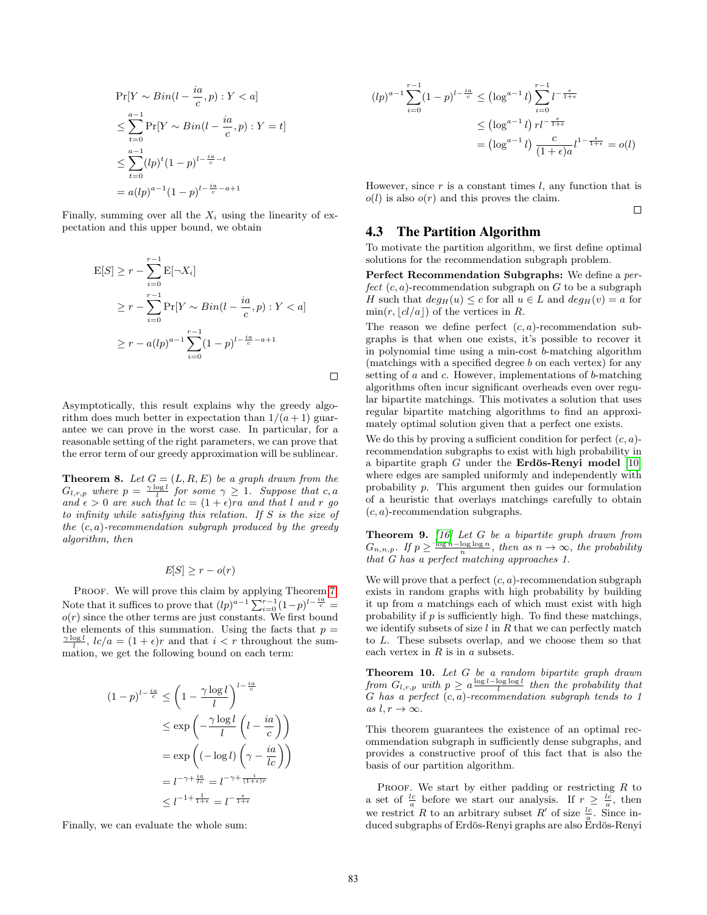$$
\begin{aligned}
&\Pr[Y \sim Bin(l - \frac{ia}{c}, p) : Y < a] \\
&\leq \sum_{t=0}^{a-1} \Pr[Y \sim Bin(l - \frac{ia}{c}, p) : Y = t] \\
&\leq \sum_{t=0}^{a-1} (lp)^t (1-p)^{l - \frac{ia}{c} - t} \\
&= a(lp)^{a-1}(1-p)^{l - \frac{ia}{c} - a + 1}
\end{aligned}
$$

Finally, summing over all the $X_i$ using the linearity of expectation and this upper bound, we obtain

$$
\begin{aligned}
\mathrm{E}[S] &\geq r - \sum_{i=0}^{r-1} \mathrm{E}[\neg X_i] \\
&\geq r - \sum_{i=0}^{r-1} \Pr[Y \sim Bin(l - \frac{ia}{c}, p) : Y < a] \\
&\geq r - a(lp)^{a-1} \sum_{i=0}^{r-1} (1-p)^{l - \frac{ia}{c} - a + 1}
\end{aligned}
$$

□

Asymptotically, this result explains why the greedy algorithm does much better in expectation than $1/(a+1)$ guarantee we can prove in the worst case. In particular, for a reasonable setting of the right parameters, we can prove that the error term of our greedy approximation will be sublinear.

**Theorem 8.** *Let $G = (L, R, E)$ be a graph drawn from the $G_{l,r,p}$ where $p = \frac{\gamma \log l}{l}$ for some $\gamma \geq 1$. Suppose that $c, a$ and $\epsilon > 0$ are such that $lc = (1+\epsilon)ra$ and that $l$ and $r$ go to infinity while satisfying this relation. If $S$ is the size of the $(c, a)$-recommendation subgraph produced by the greedy algorithm, then*

$$E[S] \geq r - o(r)$$

Proof. We will prove this claim by applying Theorem 7. Note that it suffices to prove that $(lp)^{a-1} \sum_{i=0}^{r-1} (1-p)^{l - \frac{ia}{c}} = o(r)$ since the other terms are just constants. We first bound the elements of this summation. Using the facts that $p = \frac{\gamma \log l}{l}$, $lc/a = (1+\epsilon)r$ and that $i < r$ throughout the summation, we get the following bound on each term:

$$
\begin{aligned}
(1-p)^{l - \frac{ia}{c}} &\leq \left(1 - \frac{\gamma \log l}{l}\right)^{l - \frac{ia}{c}} \\
&\leq \exp\left(-\frac{\gamma \log l}{l}\left(l - \frac{ia}{c}\right)\right) \\
&= \exp\left((-\log l)\left(\gamma - \frac{ia}{lc}\right)\right) \\
&= l^{-\gamma + \frac{ia}{lc}} = l^{-\gamma + \frac{i}{(1+\epsilon)r}} \\
&\leq l^{-1 + \frac{1}{1+\epsilon}} = l^{-\frac{\epsilon}{1+\epsilon}}
\end{aligned}
$$

Finally, we can evaluate the whole sum:

$$
\begin{aligned}
(lp)^{a-1} \sum_{i=0}^{r-1} (1-p)^{l - \frac{ia}{c}} &\leq \left(\log^{a-1} l\right) \sum_{i=0}^{r-1} l^{-\frac{\epsilon}{1+\epsilon}} \\
&\leq \left(\log^{a-1} l\right) r l^{-\frac{\epsilon}{1+\epsilon}} \\
&= \left(\log^{a-1} l\right) \frac{c}{(1+\epsilon)a} l^{1 - \frac{\epsilon}{1+\epsilon}} = o(l)
\end{aligned}
$$

However, since $r$ is a constant times $l$, any function that is $o(l)$ is also $o(r)$ and this proves the claim.

□

## 4.3 The Partition Algorithm

To motivate the partition algorithm, we first define optimal solutions for the recommendation subgraph problem.

**Perfect Recommendation Subgraphs:** We define a *perfect* $(c, a)$-recommendation subgraph on $G$ to be a subgraph $H$ such that $deg_H(u) \leq c$ for all $u \in L$ and $deg_H(v) = a$ for $\min(r, \lfloor cl/a \rfloor)$ of the vertices in $R$.

The reason we define perfect $(c, a)$-recommendation subgraphs is that when one exists, it's possible to recover it in polynomial time using a min-cost $b$-matching algorithm (matchings with a specified degree $b$ on each vertex) for any setting of $a$ and $c$. However, implementations of $b$-matching algorithms often incur significant overheads even over regular bipartite matchings. This motivates a solution that uses regular bipartite matching algorithms to find an approximately optimal solution given that a perfect one exists.

We do this by proving a sufficient condition for perfect $(c, a)$-recommendation subgraphs to exist with high probability in a bipartite graph $G$ under the **Erdös-Renyi model** [10] where edges are sampled uniformly and independently with probability $p$. This argument then guides our formulation of a heuristic that overlays matchings carefully to obtain $(c, a)$-recommendation subgraphs.

**Theorem 9.** *[16] Let $G$ be a bipartite graph drawn from $G_{n,n,p}$. If $p \geq \frac{\log n - \log\log n}{n}$, then as $n \to \infty$, the probability that $G$ has a perfect matching approaches 1.*

We will prove that a perfect $(c, a)$-recommendation subgraph exists in random graphs with high probability by building it up from $a$ matchings each of which must exist with high probability if $p$ is sufficiently high. To find these matchings, we identify subsets of size $l$ in $R$ that we can perfectly match to $L$. These subsets overlap, and we choose them so that each vertex in $R$ is in $a$ subsets.

**Theorem 10.** *Let $G$ be a random bipartite graph drawn from $G_{l,r,p}$ with $p \geq a \frac{\log l - \log\log l}{l}$ then the probability that $G$ has a perfect $(c, a)$-recommendation subgraph tends to 1 as $l, r \to \infty$.*

This theorem guarantees the existence of an optimal recommendation subgraph in sufficiently dense subgraphs, and provides a constructive proof of this fact that is also the basis of our partition algorithm.

Proof. We start by either padding or restricting $R$ to a set of $\frac{lc}{a}$ before we start our analysis. If $r \geq \frac{lc}{a}$, then we restrict $R$ to an arbitrary subset $R'$ of size $\frac{lc}{a}$. Since induced subgraphs of Erdös-Renyi graphs are also Erdös-Renyi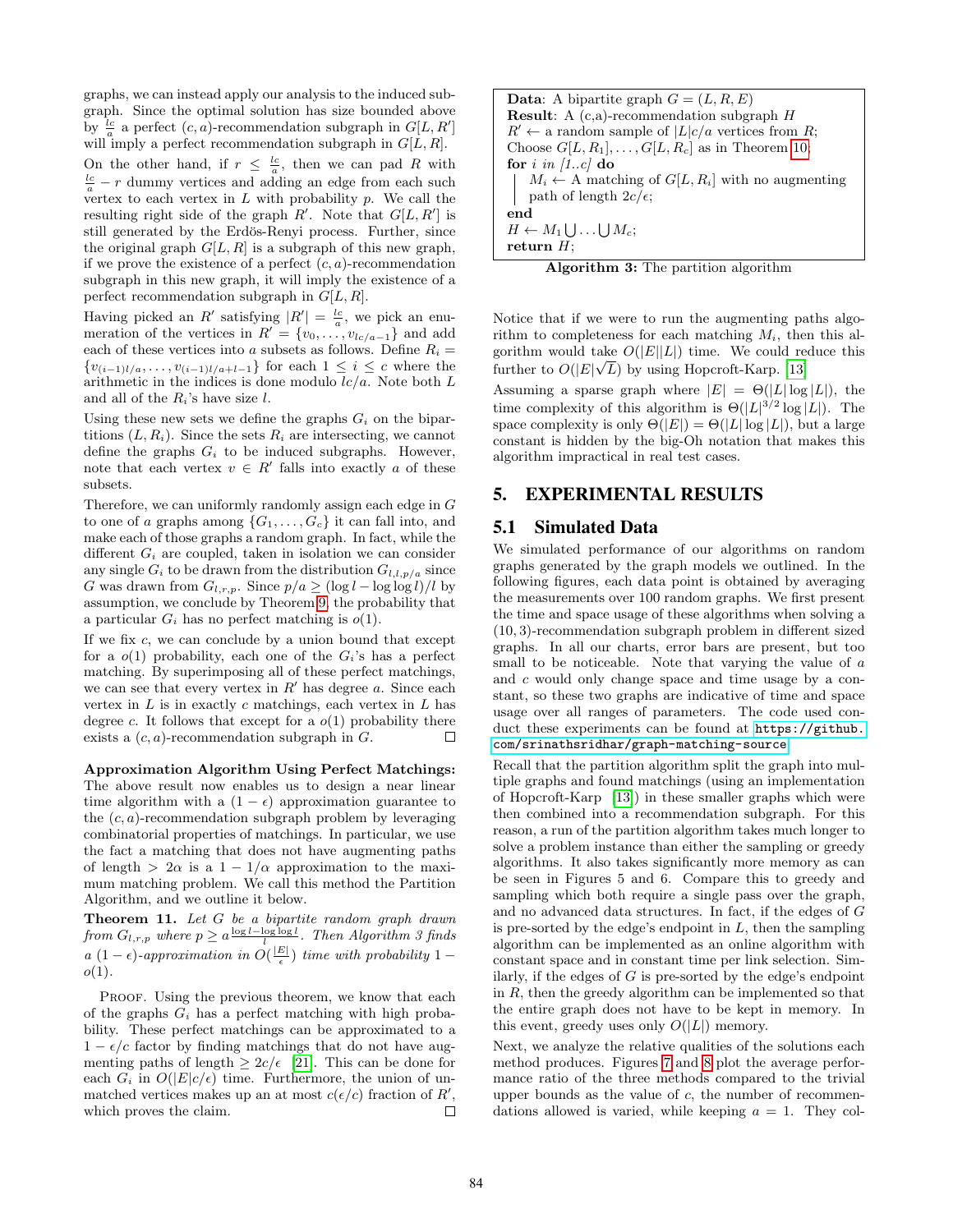graphs, we can instead apply our analysis to the induced subgraph. Since the optimal solution has size bounded above by $\frac{lc}{a}$ a perfect $(c, a)$-recommendation subgraph in $G[L, R']$ will imply a perfect recommendation subgraph in $G[L, R]$.

On the other hand, if $r \leq \frac{lc}{a}$, then we can pad $R$ with $\frac{lc}{a} - r$ dummy vertices and adding an edge from each such vertex to each vertex in $L$ with probability $p$. We call the resulting right side of the graph $R'$. Note that $G[L, R']$ is still generated by the Erdös-Renyi process. Further, since the original graph $G[L, R]$ is a subgraph of this new graph, if we prove the existence of a perfect $(c, a)$-recommendation subgraph in this new graph, it will imply the existence of a perfect recommendation subgraph in $G[L, R]$.

Having picked an $R'$ satisfying $|R'| = \frac{lc}{a}$, we pick an enumeration of the vertices in $R' = \{v_0, \ldots, v_{lc/a-1}\}$ and add each of these vertices into $a$ subsets as follows. Define $R_i = \{v_{(i-1)l/a}, \ldots, v_{(i-1)l/a+l-1}\}$ for each $1 \leq i \leq c$ where the arithmetic in the indices is done modulo $lc/a$. Note both $L$ and all of the $R_i$'s have size $l$.

Using these new sets we define the graphs $G_i$ on the bipartitions $(L, R_i)$. Since the sets $R_i$ are intersecting, we cannot define the graphs $G_i$ to be induced subgraphs. However, note that each vertex $v \in R'$ falls into exactly $a$ of these subsets.

Therefore, we can uniformly randomly assign each edge in $G$ to one of $a$ graphs among $\{G_1, \ldots, G_c\}$ it can fall into, and make each of those graphs a random graph. In fact, while the different $G_i$ are coupled, taken in isolation we can consider any single $G_i$ to be drawn from the distribution $G_{l,l,p/a}$ since $G$ was drawn from $G_{l,r,p}$. Since $p/a \geq (\log l - \log \log l)/l$ by assumption, we conclude by Theorem 9, the probability that a particular $G_i$ has no perfect matching is $o(1)$.

If we fix $c$, we can conclude by a union bound that except for a $o(1)$ probability, each one of the $G_i$'s has a perfect matching. By superimposing all of these perfect matchings, we can see that every vertex in $R'$ has degree $a$. Since each vertex in $L$ is in exactly $c$ matchings, each vertex in $L$ has degree $c$. It follows that except for a $o(1)$ probability there exists a $(c, a)$-recommendation subgraph in $G$. □

**Approximation Algorithm Using Perfect Matchings:** The above result now enables us to design a near linear time algorithm with a $(1 - \epsilon)$ approximation guarantee to the $(c, a)$-recommendation subgraph problem by leveraging combinatorial properties of matchings. In particular, we use the fact a matching that does not have augmenting paths of length $> 2\alpha$ is a $1 - 1/\alpha$ approximation to the maximum matching problem. We call this method the Partition Algorithm, and we outline it below.

**Theorem 11.** *Let $G$ be a bipartite random graph drawn from $G_{l,r,p}$ where $p \geq a\frac{\log l - \log \log l}{l}$. Then Algorithm 3 finds a $(1 - \epsilon)$-approximation in $O(\frac{|E|}{\epsilon})$ time with probability $1 - o(1)$.*

Proof. Using the previous theorem, we know that each of the graphs $G_i$ has a perfect matching with high probability. These perfect matchings can be approximated to a $1 - \epsilon/c$ factor by finding matchings that do not have augmenting paths of length $\geq 2c/\epsilon$ [21]. This can be done for each $G_i$ in $O(|E|c/\epsilon)$ time. Furthermore, the union of unmatched vertices makes up an at most $c(\epsilon/c)$ fraction of $R'$, which proves the claim. □

```
Data: A bipartite graph G = (L, R, E)
Result: A (c,a)-recommendation subgraph H
R' ← a random sample of |L|c/a vertices from R;
Choose G[L, R_1], ..., G[L, R_c] as in Theorem 10;
for i in [1..c] do
    M_i ← A matching of G[L, R_i] with no augmenting
    path of length 2c/ε;
end
H ← M_1 ∪ ... ∪ M_c;
return H;
```

**Algorithm 3:** The partition algorithm

Notice that if we were to run the augmenting paths algorithm to completeness for each matching $M_i$, then this algorithm would take $O(|E||L|)$ time. We could reduce this further to $O(|E|\sqrt{L})$ by using Hopcroft-Karp. [13]

Assuming a sparse graph where $|E| = \Theta(|L| \log |L|)$, the time complexity of this algorithm is $\Theta(|L|^{3/2} \log |L|)$. The space complexity is only $\Theta(|E|) = \Theta(|L| \log |L|)$, but a large constant is hidden by the big-Oh notation that makes this algorithm impractical in real test cases.

# 5. EXPERIMENTAL RESULTS

## 5.1 Simulated Data

We simulated performance of our algorithms on random graphs generated by the graph models we outlined. In the following figures, each data point is obtained by averaging the measurements over 100 random graphs. We first present the time and space usage of these algorithms when solving a $(10, 3)$-recommendation subgraph problem in different sized graphs. In all our charts, error bars are present, but too small to be noticeable. Note that varying the value of $a$ and $c$ would only change space and time usage by a constant, so these two graphs are indicative of time and space usage over all ranges of parameters. The code used conduct these experiments can be found at https://github.com/srinathsridhar/graph-matching-source

Recall that the partition algorithm split the graph into multiple graphs and found matchings (using an implementation of Hopcroft-Karp [13]) in these smaller graphs which were then combined into a recommendation subgraph. For this reason, a run of the partition algorithm takes much longer to solve a problem instance than either the sampling or greedy algorithms. It also takes significantly more memory as can be seen in Figures 5 and 6. Compare this to greedy and sampling which both require a single pass over the graph, and no advanced data structures. In fact, if the edges of $G$ is pre-sorted by the edge's endpoint in $L$, then the sampling algorithm can be implemented as an online algorithm with constant space and in constant time per link selection. Similarly, if the edges of $G$ is pre-sorted by the edge's endpoint in $R$, then the greedy algorithm can be implemented so that the entire graph does not have to be kept in memory. In this event, greedy uses only $O(|L|)$ memory.

Next, we analyze the relative qualities of the solutions each method produces. Figures 7 and 8 plot the average performance ratio of the three methods compared to the trivial upper bounds as the value of $c$, the number of recommendations allowed is varied, while keeping $a = 1$. They col-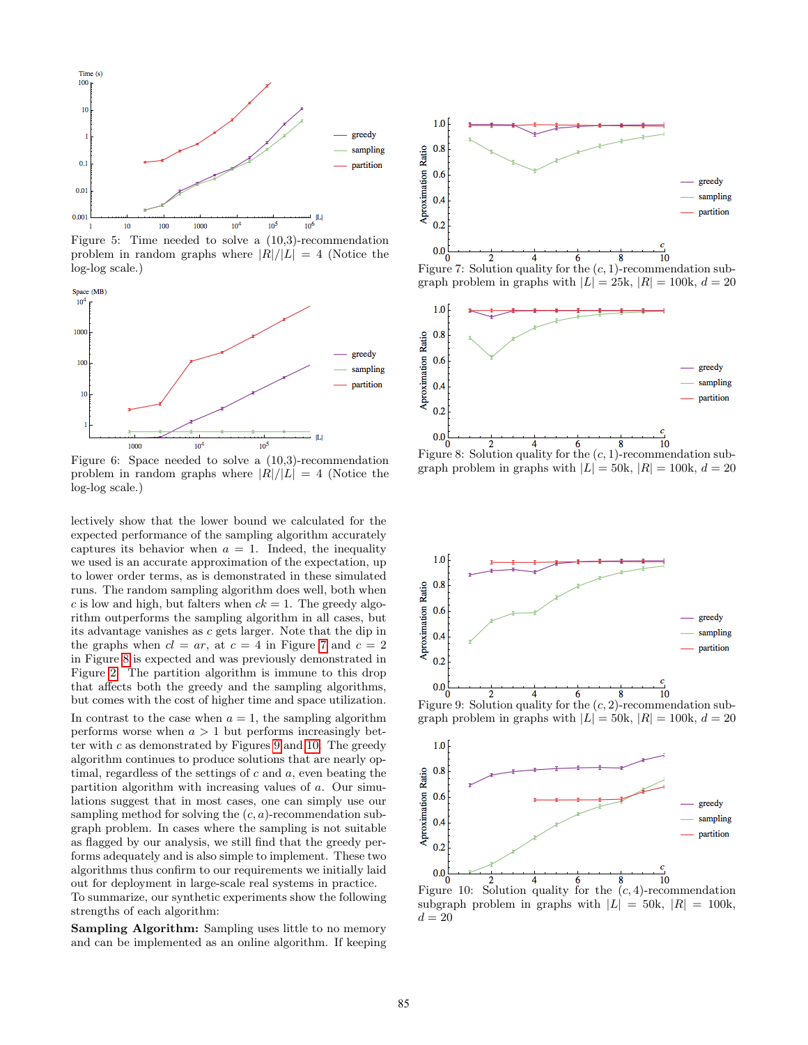Figure 5: Time needed to solve a (10,3)-recommendation problem in random graphs where $|R|/|L| = 4$ (Notice the log-log scale.)

Figure 6: Space needed to solve a (10,3)-recommendation problem in random graphs where $|R|/|L| = 4$ (Notice the log-log scale.)

lectively show that the lower bound we calculated for the expected performance of the sampling algorithm accurately captures its behavior when $a = 1$. Indeed, the inequality we used is an accurate approximation of the expectation, up to lower order terms, as is demonstrated in these simulated runs. The random sampling algorithm does well, both when $c$ is low and high, but falters when $ck = 1$. The greedy algorithm outperforms the sampling algorithm in all cases, but its advantage vanishes as $c$ gets larger. Note that the dip in the graphs when $cl = ar$, at $c = 4$ in Figure 7 and $c = 2$ in Figure 8 is expected and was previously demonstrated in Figure 2. The partition algorithm is immune to this drop that affects both the greedy and the sampling algorithms, but comes with the cost of higher time and space utilization.

In contrast to the case when $a = 1$, the sampling algorithm performs worse when $a > 1$ but performs increasingly better with $c$ as demonstrated by Figures 9 and 10. The greedy algorithm continues to produce solutions that are nearly optimal, regardless of the settings of $c$ and $a$, even beating the partition algorithm with increasing values of $a$. Our simulations suggest that in most cases, one can simply use our sampling method for solving the $(c, a)$-recommendation subgraph problem. In cases where the sampling is not suitable as flagged by our analysis, we still find that the greedy performs adequately and is also simple to implement. These two algorithms thus confirm to our requirements we initially laid out for deployment in large-scale real systems in practice.

To summarize, our synthetic experiments show the following strengths of each algorithm:

**Sampling Algorithm:** Sampling uses little to no memory and can be implemented as an online algorithm. If keeping

Figure 7: Solution quality for the $(c, 1)$-recommendation subgraph problem in graphs with $|L| = 25$k, $|R| = 100$k, $d = 20$

Figure 8: Solution quality for the $(c, 1)$-recommendation subgraph problem in graphs with $|L| = 50$k, $|R| = 100$k, $d = 20$

Figure 9: Solution quality for the $(c, 2)$-recommendation subgraph problem in graphs with $|L| = 50$k, $|R| = 100$k, $d = 20$

Figure 10: Solution quality for the $(c, 4)$-recommendation subgraph problem in graphs with $|L| = 50$k, $|R| = 100$k, $d = 20$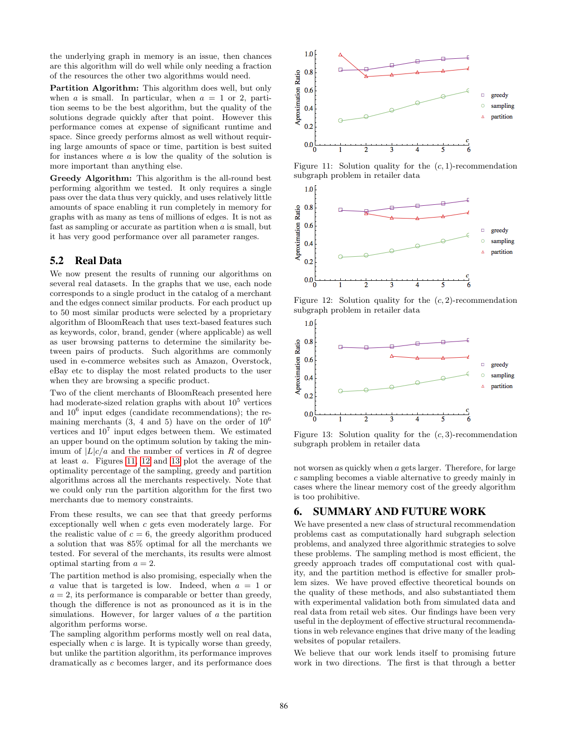the underlying graph in memory is an issue, then chances are this algorithm will do well while only needing a fraction of the resources the other two algorithms would need.

**Partition Algorithm:** This algorithm does well, but only when $a$ is small. In particular, when $a = 1$ or $2$, partition seems to be the best algorithm, but the quality of the solutions degrade quickly after that point. However this performance comes at expense of significant runtime and space. Since greedy performs almost as well without requiring large amounts of space or time, partition is best suited for instances where $a$ is low the quality of the solution is more important than anything else.

**Greedy Algorithm:** This algorithm is the all-round best performing algorithm we tested. It only requires a single pass over the data thus very quickly, and uses relatively little amounts of space enabling it run completely in memory for graphs with as many as tens of millions of edges. It is not as fast as sampling or accurate as partition when $a$ is small, but it has very good performance over all parameter ranges.

## 5.2 Real Data

We now present the results of running our algorithms on several real datasets. In the graphs that we use, each node corresponds to a single product in the catalog of a merchant and the edges connect similar products. For each product up to 50 most similar products were selected by a proprietary algorithm of BloomReach that uses text-based features such as keywords, color, brand, gender (where applicable) as well as user browsing patterns to determine the similarity between pairs of products. Such algorithms are commonly used in e-commerce websites such as Amazon, Overstock, eBay etc to display the most related products to the user when they are browsing a specific product.

Two of the client merchants of BloomReach presented here had moderate-sized relation graphs with about $10^5$ vertices and $10^6$ input edges (candidate recommendations); the remaining merchants (3, 4 and 5) have on the order of $10^6$ vertices and $10^7$ input edges between them. We estimated an upper bound on the optimum solution by taking the minimum of $|L|c/a$ and the number of vertices in $R$ of degree at least $a$. Figures 11, 12 and 13 plot the average of the optimality percentage of the sampling, greedy and partition algorithms across all the merchants respectively. Note that we could only run the partition algorithm for the first two merchants due to memory constraints.

From these results, we can see that that greedy performs exceptionally well when $c$ gets even moderately large. For the realistic value of $c = 6$, the greedy algorithm produced a solution that was 85% optimal for all the merchants we tested. For several of the merchants, its results were almost optimal starting from $a = 2$.

The partition method is also promising, especially when the $a$ value that is targeted is low. Indeed, when $a = 1$ or $a = 2$, its performance is comparable or better than greedy, though the difference is not as pronounced as it is in the simulations. However, for larger values of $a$ the partition algorithm performs worse.

The sampling algorithm performs mostly well on real data, especially when $c$ is large. It is typically worse than greedy, but unlike the partition algorithm, its performance improves dramatically as $c$ becomes larger, and its performance does not worsen as quickly when $a$ gets larger. Therefore, for large $c$ sampling becomes a viable alternative to greedy mainly in cases where the linear memory cost of the greedy algorithm is too prohibitive.

Figure 11: Solution quality for the $(c, 1)$-recommendation subgraph problem in retailer data

Figure 12: Solution quality for the $(c, 2)$-recommendation subgraph problem in retailer data

Figure 13: Solution quality for the $(c, 3)$-recommendation subgraph problem in retailer data

# 6. SUMMARY AND FUTURE WORK

We have presented a new class of structural recommendation problems cast as computationally hard subgraph selection problems, and analyzed three algorithmic strategies to solve these problems. The sampling method is most efficient, the greedy approach trades off computational cost with quality, and the partition method is effective for smaller problem sizes. We have proved effective theoretical bounds on the quality of these methods, and also substantiated them with experimental validation both from simulated data and real data from retail web sites. Our findings have been very useful in the deployment of effective structural recommendations in web relevance engines that drive many of the leading websites of popular retailers.

We believe that our work lends itself to promising future work in two directions. The first is that through a better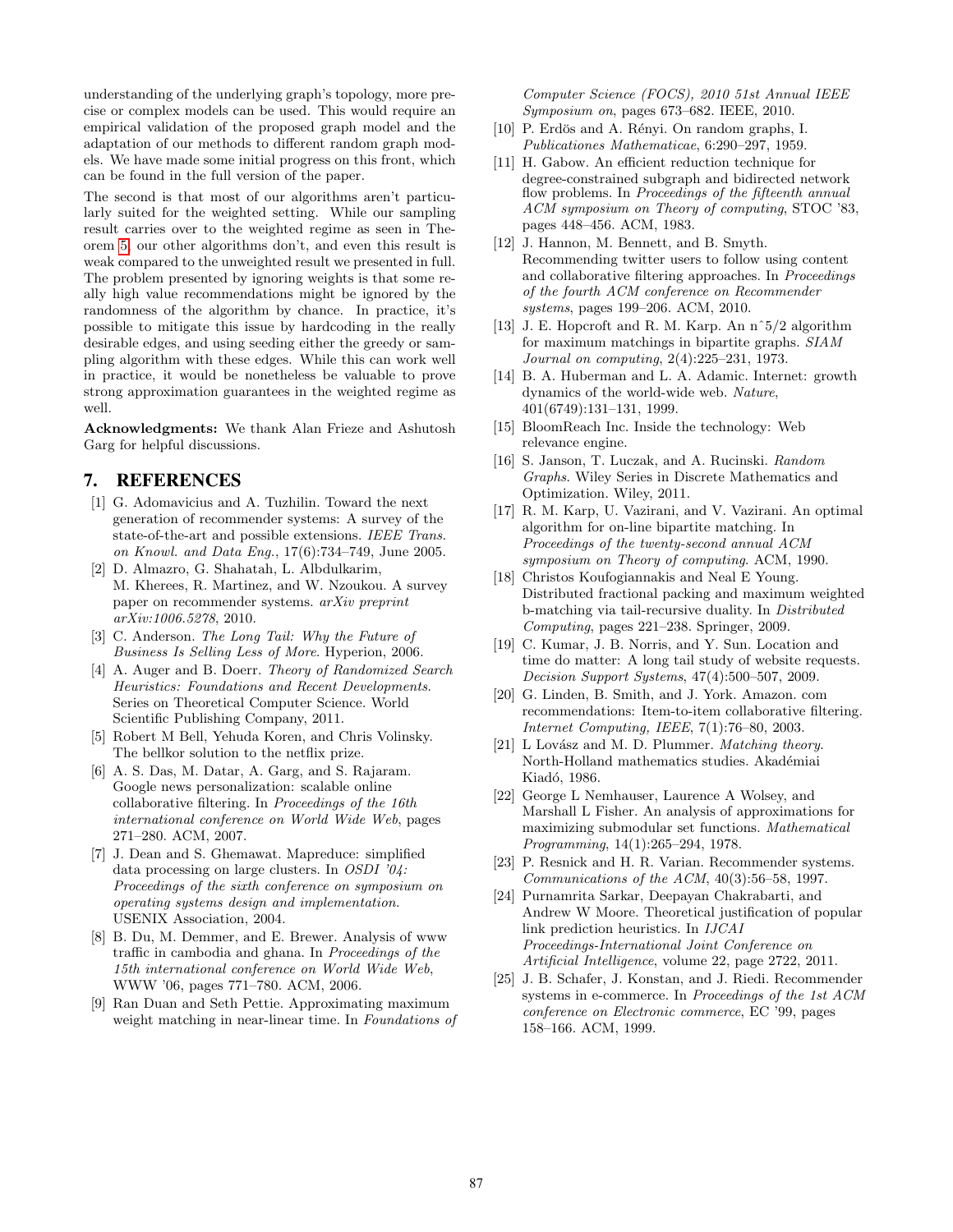understanding of the underlying graph's topology, more precise or complex models can be used. This would require an empirical validation of the proposed graph model and the adaptation of our methods to different random graph models. We have made some initial progress on this front, which can be found in the full version of the paper.

The second is that most of our algorithms aren't particularly suited for the weighted setting. While our sampling result carries over to the weighted regime as seen in Theorem 5, our other algorithms don't, and even this result is weak compared to the unweighted result we presented in full. The problem presented by ignoring weights is that some really high value recommendations might be ignored by the randomness of the algorithm by chance. In practice, it's possible to mitigate this issue by hardcoding in the really desirable edges, and using seeding either the greedy or sampling algorithm with these edges. While this can work well in practice, it would be nonetheless be valuable to prove strong approximation guarantees in the weighted regime as well.

**Acknowledgments:** We thank Alan Frieze and Ashutosh Garg for helpful discussions.

## 7. REFERENCES

[1] G. Adomavicius and A. Tuzhilin. Toward the next generation of recommender systems: A survey of the state-of-the-art and possible extensions. *IEEE Trans. on Knowl. and Data Eng.*, 17(6):734–749, June 2005.

[2] D. Almazro, G. Shahatah, L. Albdulkarim, M. Kherees, R. Martinez, and W. Nzoukou. A survey paper on recommender systems. *arXiv preprint arXiv:1006.5278*, 2010.

[3] C. Anderson. *The Long Tail: Why the Future of Business Is Selling Less of More*. Hyperion, 2006.

[4] A. Auger and B. Doerr. *Theory of Randomized Search Heuristics: Foundations and Recent Developments*. Series on Theoretical Computer Science. World Scientific Publishing Company, 2011.

[5] Robert M Bell, Yehuda Koren, and Chris Volinsky. The bellkor solution to the netflix prize.

[6] A. S. Das, M. Datar, A. Garg, and S. Rajaram. Google news personalization: scalable online collaborative filtering. In *Proceedings of the 16th international conference on World Wide Web*, pages 271–280. ACM, 2007.

[7] J. Dean and S. Ghemawat. Mapreduce: simplified data processing on large clusters. In *OSDI '04: Proceedings of the sixth conference on symposium on operating systems design and implementation*. USENIX Association, 2004.

[8] B. Du, M. Demmer, and E. Brewer. Analysis of www traffic in cambodia and ghana. In *Proceedings of the 15th international conference on World Wide Web*, WWW '06, pages 771–780. ACM, 2006.

[9] Ran Duan and Seth Pettie. Approximating maximum weight matching in near-linear time. In *Foundations of Computer Science (FOCS), 2010 51st Annual IEEE Symposium on*, pages 673–682. IEEE, 2010.

[10] P. Erdös and A. Rényi. On random graphs, I. *Publicationes Mathematicae*, 6:290–297, 1959.

[11] H. Gabow. An efficient reduction technique for degree-constrained subgraph and bidirected network flow problems. In *Proceedings of the fifteenth annual ACM symposium on Theory of computing*, STOC '83, pages 448–456. ACM, 1983.

[12] J. Hannon, M. Bennett, and B. Smyth. Recommending twitter users to follow using content and collaborative filtering approaches. In *Proceedings of the fourth ACM conference on Recommender systems*, pages 199–206. ACM, 2010.

[13] J. E. Hopcroft and R. M. Karp. An nˆ5/2 algorithm for maximum matchings in bipartite graphs. *SIAM Journal on computing*, 2(4):225–231, 1973.

[14] B. A. Huberman and L. A. Adamic. Internet: growth dynamics of the world-wide web. *Nature*, 401(6749):131–131, 1999.

[15] BloomReach Inc. Inside the technology: Web relevance engine.

[16] S. Janson, T. Luczak, and A. Rucinski. *Random Graphs*. Wiley Series in Discrete Mathematics and Optimization. Wiley, 2011.

[17] R. M. Karp, U. Vazirani, and V. Vazirani. An optimal algorithm for on-line bipartite matching. In *Proceedings of the twenty-second annual ACM symposium on Theory of computing*. ACM, 1990.

[18] Christos Koufogiannakis and Neal E Young. Distributed fractional packing and maximum weighted b-matching via tail-recursive duality. In *Distributed Computing*, pages 221–238. Springer, 2009.

[19] C. Kumar, J. B. Norris, and Y. Sun. Location and time do matter: A long tail study of website requests. *Decision Support Systems*, 47(4):500–507, 2009.

[20] G. Linden, B. Smith, and J. York. Amazon. com recommendations: Item-to-item collaborative filtering. *Internet Computing, IEEE*, 7(1):76–80, 2003.

[21] L Lovász and M. D. Plummer. *Matching theory*. North-Holland mathematics studies. Akadémiai Kiadó, 1986.

[22] George L Nemhauser, Laurence A Wolsey, and Marshall L Fisher. An analysis of approximations for maximizing submodular set functions. *Mathematical Programming*, 14(1):265–294, 1978.

[23] P. Resnick and H. R. Varian. Recommender systems. *Communications of the ACM*, 40(3):56–58, 1997.

[24] Purnamrita Sarkar, Deepayan Chakrabarti, and Andrew W Moore. Theoretical justification of popular link prediction heuristics. In *IJCAI Proceedings-International Joint Conference on Artificial Intelligence*, volume 22, page 2722, 2011.

[25] J. B. Schafer, J. Konstan, and J. Riedi. Recommender systems in e-commerce. In *Proceedings of the 1st ACM conference on Electronic commerce*, EC '99, pages 158–166. ACM, 1999.